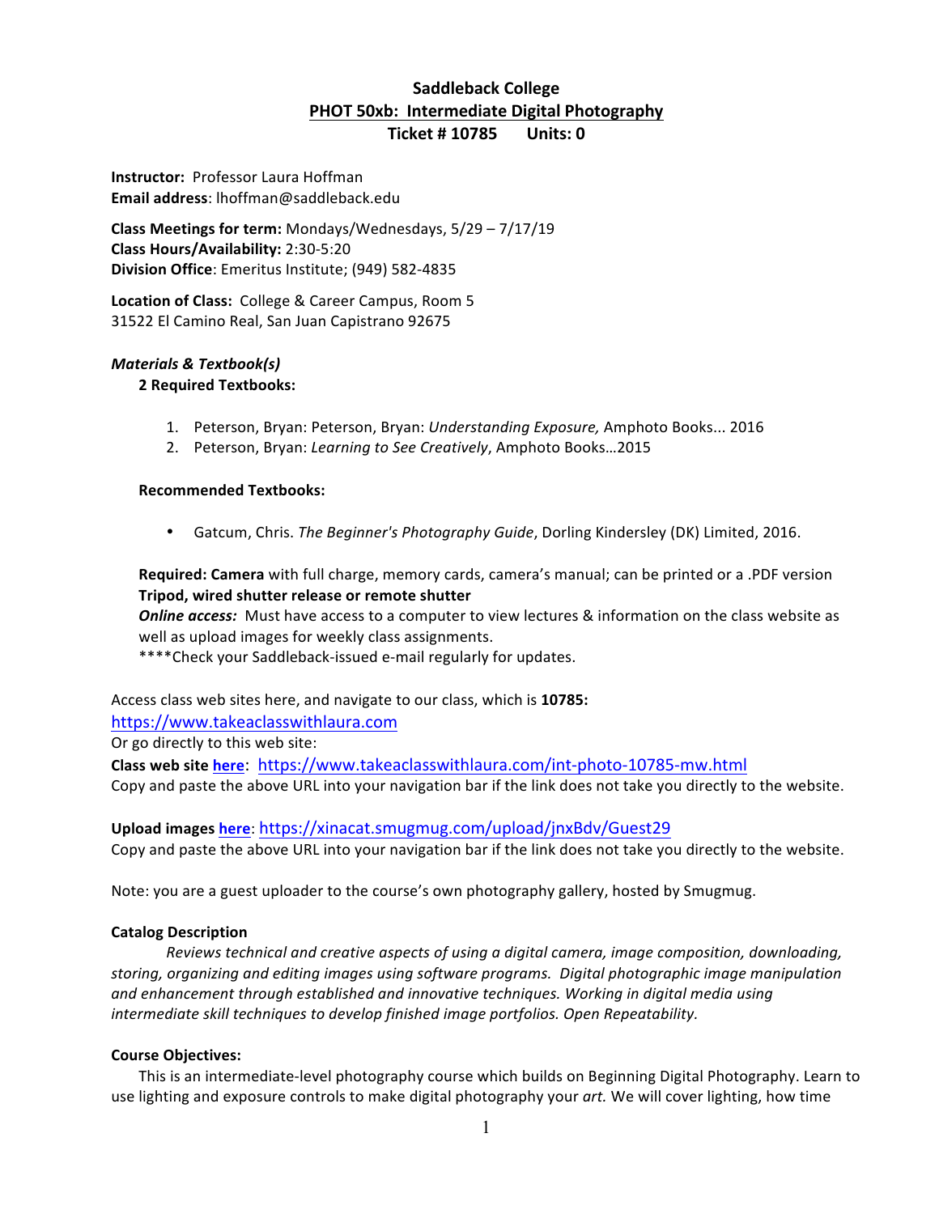# Saddleback College

## PHOT 50xb: Intermediate Digital Photography

### Ticket # 10785 Units: 0

**Instructor:** Professor Laura Hoffman
**Email address**: lhoffman@saddleback.edu

**Class Meetings for term:** Mondays/Wednesdays, 5/29 – 7/17/19
**Class Hours/Availability:** 2:30-5:20
**Division Office**: Emeritus Institute; (949) 582-4835

**Location of Class:** College & Career Campus, Room 5
31522 El Camino Real, San Juan Capistrano 92675

***Materials & Textbook(s)***

**2 Required Textbooks:**

1. Peterson, Bryan: Peterson, Bryan: *Understanding Exposure,* Amphoto Books... 2016
2. Peterson, Bryan: *Learning to See Creatively*, Amphoto Books…2015

**Recommended Textbooks:**

- Gatcum, Chris. *The Beginner's Photography Guide*, Dorling Kindersley (DK) Limited, 2016.

**Required: Camera** with full charge, memory cards, camera's manual; can be printed or a .PDF version
**Tripod, wired shutter release or remote shutter**
***Online access:*** Must have access to a computer to view lectures & information on the class website as well as upload images for weekly class assignments.
****Check your Saddleback-issued e-mail regularly for updates.

Access class web sites here, and navigate to our class, which is **10785:**
https://www.takeaclasswithlaura.com
Or go directly to this web site:
**Class web site here**: https://www.takeaclasswithlaura.com/int-photo-10785-mw.html
Copy and paste the above URL into your navigation bar if the link does not take you directly to the website.

**Upload images here**: https://xinacat.smugmug.com/upload/jnxBdv/Guest29
Copy and paste the above URL into your navigation bar if the link does not take you directly to the website.

Note: you are a guest uploader to the course's own photography gallery, hosted by Smugmug.

**Catalog Description**

*Reviews technical and creative aspects of using a digital camera, image composition, downloading, storing, organizing and editing images using software programs. Digital photographic image manipulation and enhancement through established and innovative techniques. Working in digital media using intermediate skill techniques to develop finished image portfolios. Open Repeatability.*

**Course Objectives:**

This is an intermediate-level photography course which builds on Beginning Digital Photography. Learn to use lighting and exposure controls to make digital photography your *art.* We will cover lighting, how time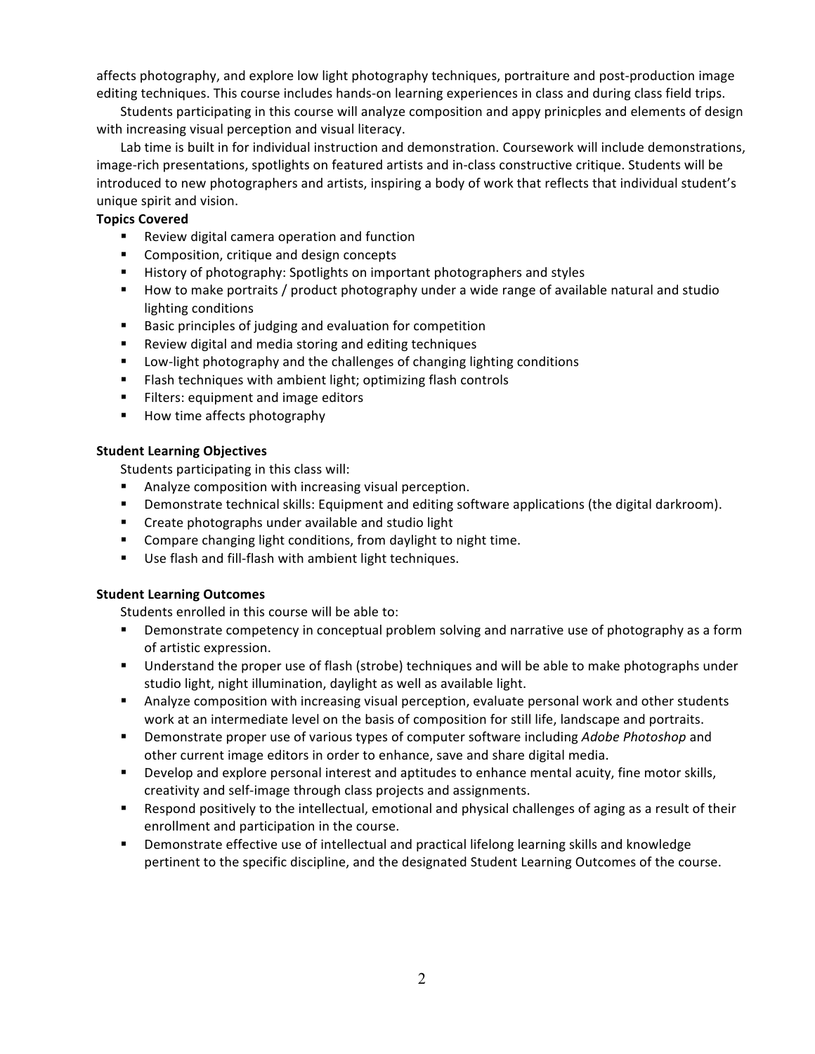affects photography, and explore low light photography techniques, portraiture and post-production image editing techniques. This course includes hands-on learning experiences in class and during class field trips.

Students participating in this course will analyze composition and appy prinicples and elements of design with increasing visual perception and visual literacy.

Lab time is built in for individual instruction and demonstration. Coursework will include demonstrations, image-rich presentations, spotlights on featured artists and in-class constructive critique. Students will be introduced to new photographers and artists, inspiring a body of work that reflects that individual student's unique spirit and vision.

**Topics Covered**

- Review digital camera operation and function
- Composition, critique and design concepts
- History of photography: Spotlights on important photographers and styles
- How to make portraits / product photography under a wide range of available natural and studio lighting conditions
- Basic principles of judging and evaluation for competition
- Review digital and media storing and editing techniques
- Low-light photography and the challenges of changing lighting conditions
- Flash techniques with ambient light; optimizing flash controls
- Filters: equipment and image editors
- How time affects photography

**Student Learning Objectives**

Students participating in this class will:

- Analyze composition with increasing visual perception.
- Demonstrate technical skills: Equipment and editing software applications (the digital darkroom).
- Create photographs under available and studio light
- Compare changing light conditions, from daylight to night time.
- Use flash and fill-flash with ambient light techniques.

**Student Learning Outcomes**

Students enrolled in this course will be able to:

- Demonstrate competency in conceptual problem solving and narrative use of photography as a form of artistic expression.
- Understand the proper use of flash (strobe) techniques and will be able to make photographs under studio light, night illumination, daylight as well as available light.
- Analyze composition with increasing visual perception, evaluate personal work and other students work at an intermediate level on the basis of composition for still life, landscape and portraits.
- Demonstrate proper use of various types of computer software including *Adobe Photoshop* and other current image editors in order to enhance, save and share digital media.
- Develop and explore personal interest and aptitudes to enhance mental acuity, fine motor skills, creativity and self-image through class projects and assignments.
- Respond positively to the intellectual, emotional and physical challenges of aging as a result of their enrollment and participation in the course.
- Demonstrate effective use of intellectual and practical lifelong learning skills and knowledge pertinent to the specific discipline, and the designated Student Learning Outcomes of the course.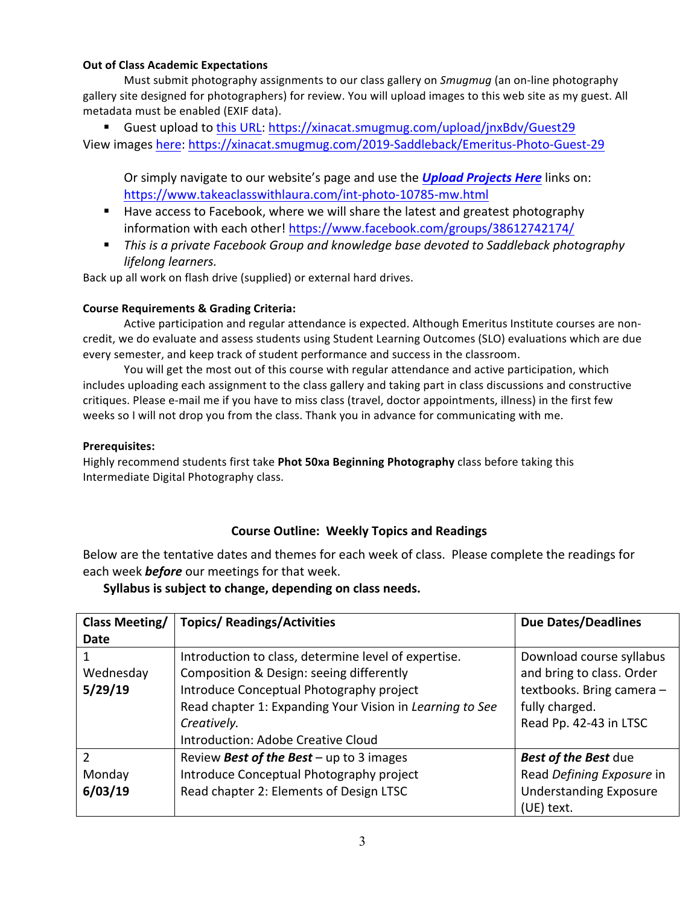**Out of Class Academic Expectations**

Must submit photography assignments to our class gallery on *Smugmug* (an on-line photography gallery site designed for photographers) for review. You will upload images to this web site as my guest. All metadata must be enabled (EXIF data).

- Guest upload to this URL: https://xinacat.smugmug.com/upload/jnxBdv/Guest29

View images here: https://xinacat.smugmug.com/2019-Saddleback/Emeritus-Photo-Guest-29

Or simply navigate to our website's page and use the ***Upload Projects Here*** links on: https://www.takeaclasswithlaura.com/int-photo-10785-mw.html

- Have access to Facebook, where we will share the latest and greatest photography information with each other! https://www.facebook.com/groups/38612742174/
- *This is a private Facebook Group and knowledge base devoted to Saddleback photography lifelong learners.*

Back up all work on flash drive (supplied) or external hard drives.

**Course Requirements & Grading Criteria:**

Active participation and regular attendance is expected. Although Emeritus Institute courses are non-credit, we do evaluate and assess students using Student Learning Outcomes (SLO) evaluations which are due every semester, and keep track of student performance and success in the classroom.

You will get the most out of this course with regular attendance and active participation, which includes uploading each assignment to the class gallery and taking part in class discussions and constructive critiques. Please e-mail me if you have to miss class (travel, doctor appointments, illness) in the first few weeks so I will not drop you from the class. Thank you in advance for communicating with me.

**Prerequisites:**

Highly recommend students first take **Phot 50xa Beginning Photography** class before taking this Intermediate Digital Photography class.

## Course Outline: Weekly Topics and Readings

Below are the tentative dates and themes for each week of class. Please complete the readings for each week ***before*** our meetings for that week.

**Syllabus is subject to change, depending on class needs.**

| Class Meeting/ Date | Topics/ Readings/Activities | Due Dates/Deadlines |
| --- | --- | --- |
| 1<br>Wednesday<br>**5/29/19** | Introduction to class, determine level of expertise.<br>Composition & Design: seeing differently<br>Introduce Conceptual Photography project<br>Read chapter 1: Expanding Your Vision in *Learning to See Creatively.*<br>Introduction: Adobe Creative Cloud | Download course syllabus and bring to class. Order textbooks. Bring camera – fully charged.<br>Read Pp. 42-43 in LTSC |
| 2<br>Monday<br>**6/03/19** | Review ***Best of the Best*** – up to 3 images<br>Introduce Conceptual Photography project<br>Read chapter 2: Elements of Design LTSC | ***Best of the Best*** due<br>Read *Defining Exposure* in Understanding Exposure (UE) text. |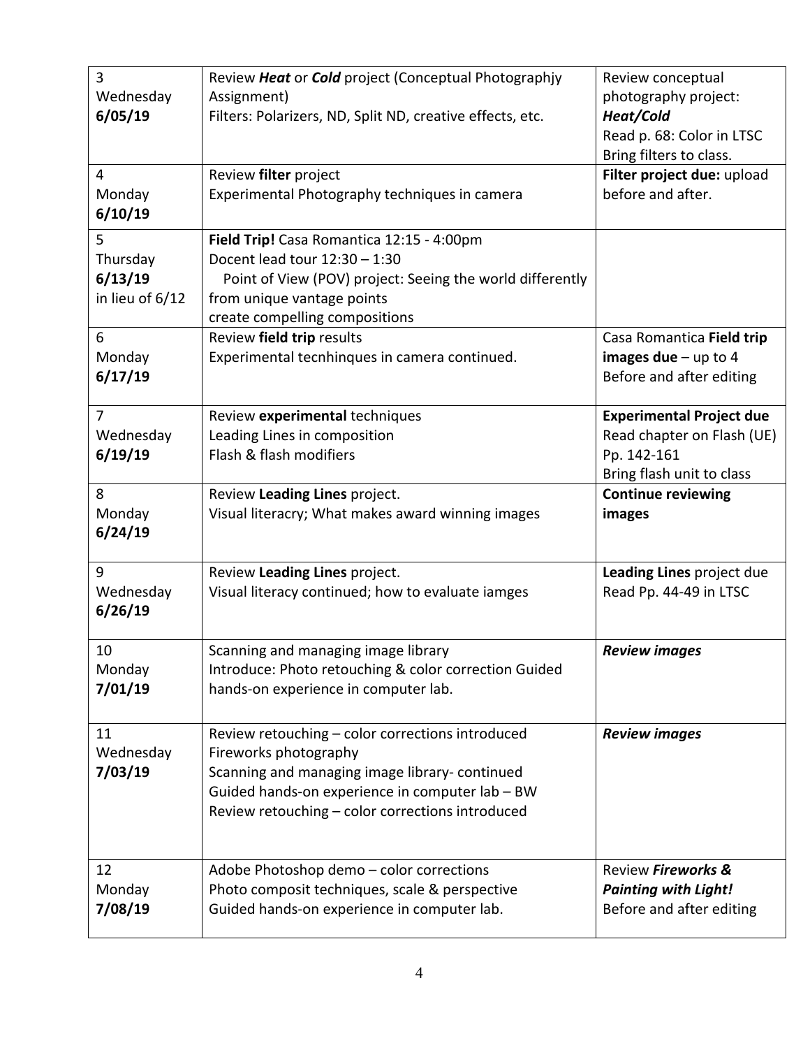| | | |
|---|---|---|
| 3<br>Wednesday<br>**6/05/19** | Review ***Heat*** or ***Cold*** project (Conceptual Photographjy Assignment)<br>Filters: Polarizers, ND, Split ND, creative effects, etc. | Review conceptual photography project: ***Heat/Cold***<br>Read p. 68: Color in LTSC<br>Bring filters to class. |
| 4<br>Monday<br>**6/10/19** | Review **filter** project<br>Experimental Photography techniques in camera | **Filter project due:** upload before and after. |
| 5<br>Thursday<br>**6/13/19**<br>in lieu of 6/12 | **Field Trip!** Casa Romantica 12:15 - 4:00pm<br>Docent lead tour 12:30 – 1:30<br>Point of View (POV) project: Seeing the world differently from unique vantage points<br>create compelling compositions | |
| 6<br>Monday<br>**6/17/19** | Review **field trip** results<br>Experimental tecnhinques in camera continued. | Casa Romantica **Field trip images due** – up to 4<br>Before and after editing |
| 7<br>Wednesday<br>**6/19/19** | Review **experimental** techniques<br>Leading Lines in composition<br>Flash & flash modifiers | **Experimental Project due**<br>Read chapter on Flash (UE) Pp. 142-161<br>Bring flash unit to class |
| 8<br>Monday<br>**6/24/19** | Review **Leading Lines** project.<br>Visual literacry; What makes award winning images | **Continue reviewing images** |
| 9<br>Wednesday<br>**6/26/19** | Review **Leading Lines** project.<br>Visual literacy continued; how to evaluate iamges | **Leading Lines** project due<br>Read Pp. 44-49 in LTSC |
| 10<br>Monday<br>**7/01/19** | Scanning and managing image library<br>Introduce: Photo retouching & color correction Guided hands-on experience in computer lab. | ***Review images*** |
| 11<br>Wednesday<br>**7/03/19** | Review retouching – color corrections introduced<br>Fireworks photography<br>Scanning and managing image library- continued<br>Guided hands-on experience in computer lab – BW<br>Review retouching – color corrections introduced | ***Review images*** |
| 12<br>Monday<br>**7/08/19** | Adobe Photoshop demo – color corrections<br>Photo composit techniques, scale & perspective<br>Guided hands-on experience in computer lab. | Review ***Fireworks & Painting with Light!***<br>Before and after editing |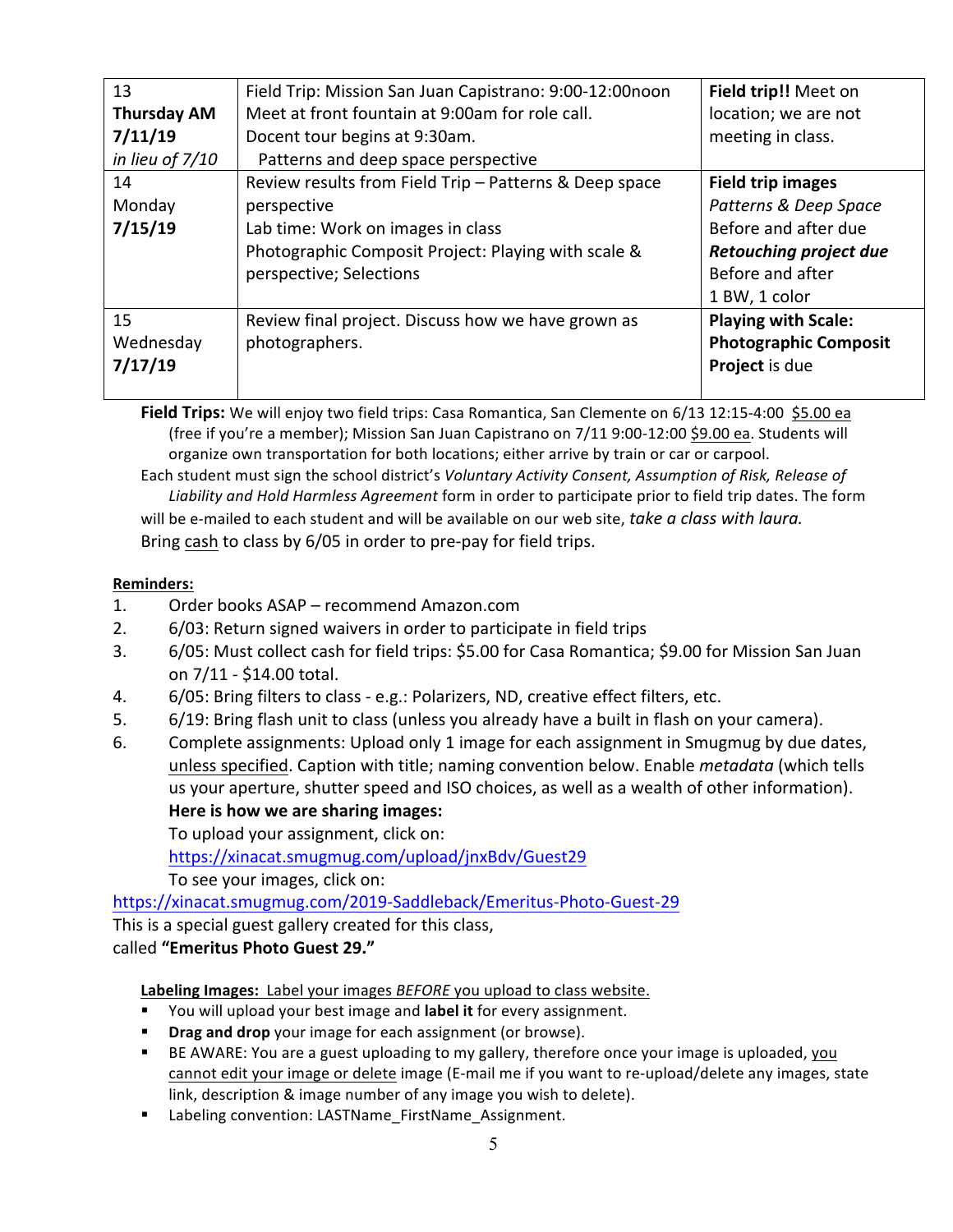| 13 **Thursday AM** **7/11/19** *in lieu of 7/10* | Field Trip: Mission San Juan Capistrano: 9:00-12:00noon Meet at front fountain at 9:00am for role call. Docent tour begins at 9:30am. Patterns and deep space perspective | **Field trip!!** Meet on location; we are not meeting in class. |
|---|---|---|
| 14 Monday **7/15/19** | Review results from Field Trip – Patterns & Deep space perspective Lab time: Work on images in class Photographic Composit Project: Playing with scale & perspective; Selections | **Field trip images** *Patterns & Deep Space* Before and after due ***Retouching project due*** Before and after 1 BW, 1 color |
| 15 Wednesday **7/17/19** | Review final project. Discuss how we have grown as photographers. | **Playing with Scale: Photographic Composit Project** is due |

**Field Trips:** We will enjoy two field trips: Casa Romantica, San Clemente on 6/13 12:15-4:00 $5.00 ea (free if you're a member); Mission San Juan Capistrano on 7/11 9:00-12:00 $9.00 ea. Students will organize own transportation for both locations; either arrive by train or car or carpool.

Each student must sign the school district's *Voluntary Activity Consent, Assumption of Risk, Release of Liability and Hold Harmless Agreement* form in order to participate prior to field trip dates. The form will be e-mailed to each student and will be available on our web site, *take a class with laura.*

Bring cash to class by 6/05 in order to pre-pay for field trips.

**Reminders:**

1. Order books ASAP – recommend Amazon.com
2. 6/03: Return signed waivers in order to participate in field trips
3. 6/05: Must collect cash for field trips: $5.00 for Casa Romantica; $9.00 for Mission San Juan on 7/11 - $14.00 total.
4. 6/05: Bring filters to class - e.g.: Polarizers, ND, creative effect filters, etc.
5. 6/19: Bring flash unit to class (unless you already have a built in flash on your camera).
6. Complete assignments: Upload only 1 image for each assignment in Smugmug by due dates, unless specified. Caption with title; naming convention below. Enable *metadata* (which tells us your aperture, shutter speed and ISO choices, as well as a wealth of other information).

   **Here is how we are sharing images:**

   To upload your assignment, click on:

   https://xinacat.smugmug.com/upload/jnxBdv/Guest29

   To see your images, click on:

https://xinacat.smugmug.com/2019-Saddleback/Emeritus-Photo-Guest-29

This is a special guest gallery created for this class, called **"Emeritus Photo Guest 29."**

**Labeling Images:** Label your images *BEFORE* you upload to class website.

- You will upload your best image and **label it** for every assignment.
- **Drag and drop** your image for each assignment (or browse).
- BE AWARE: You are a guest uploading to my gallery, therefore once your image is uploaded, you cannot edit your image or delete image (E-mail me if you want to re-upload/delete any images, state link, description & image number of any image you wish to delete).
- Labeling convention: LASTName_FirstName_Assignment.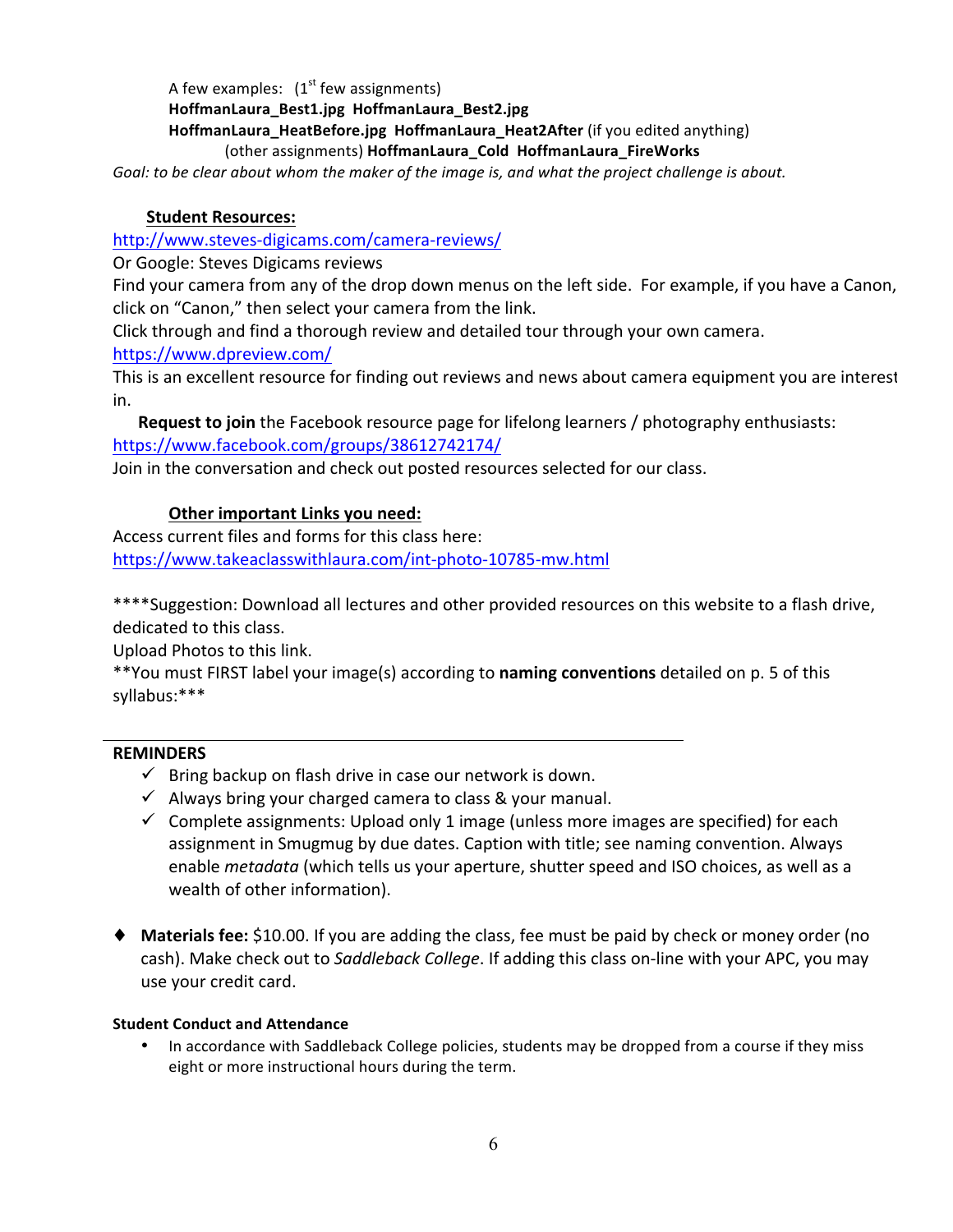A few examples: (1st few assignments)

**HoffmanLaura_Best1.jpg HoffmanLaura_Best2.jpg**

**HoffmanLaura_HeatBefore.jpg HoffmanLaura_Heat2After** (if you edited anything)

(other assignments) **HoffmanLaura_Cold HoffmanLaura_FireWorks**

*Goal: to be clear about whom the maker of the image is, and what the project challenge is about.*

## Student Resources:

http://www.steves-digicams.com/camera-reviews/

Or Google: Steves Digicams reviews

Find your camera from any of the drop down menus on the left side. For example, if you have a Canon, click on "Canon," then select your camera from the link.

Click through and find a thorough review and detailed tour through your own camera.

https://www.dpreview.com/

This is an excellent resource for finding out reviews and news about camera equipment you are interest in.

**Request to join** the Facebook resource page for lifelong learners / photography enthusiasts: https://www.facebook.com/groups/38612742174/

Join in the conversation and check out posted resources selected for our class.

## Other important Links you need:

Access current files and forms for this class here:

https://www.takeaclasswithlaura.com/int-photo-10785-mw.html

****Suggestion: Download all lectures and other provided resources on this website to a flash drive, dedicated to this class.

Upload Photos to this link.

**You must FIRST label your image(s) according to **naming conventions** detailed on p. 5 of this syllabus:***

---

**REMINDERS**

- ✓ Bring backup on flash drive in case our network is down.
- ✓ Always bring your charged camera to class & your manual.
- ✓ Complete assignments: Upload only 1 image (unless more images are specified) for each assignment in Smugmug by due dates. Caption with title; see naming convention. Always enable *metadata* (which tells us your aperture, shutter speed and ISO choices, as well as a wealth of other information).

- ♦ **Materials fee:** $10.00. If you are adding the class, fee must be paid by check or money order (no cash). Make check out to *Saddleback College*. If adding this class on-line with your APC, you may use your credit card.

**Student Conduct and Attendance**

- In accordance with Saddleback College policies, students may be dropped from a course if they miss eight or more instructional hours during the term.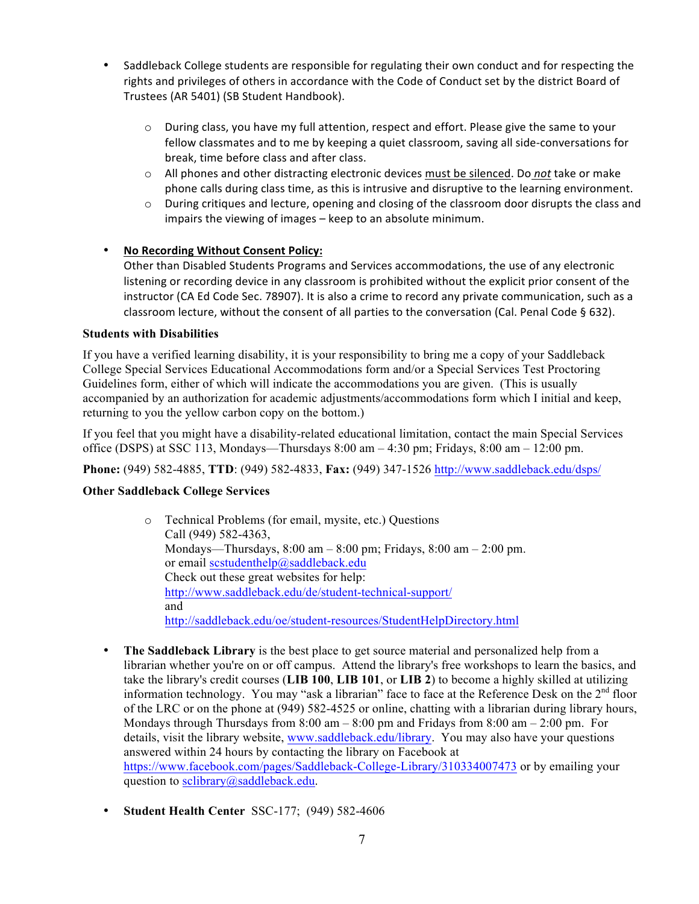- Saddleback College students are responsible for regulating their own conduct and for respecting the rights and privileges of others in accordance with the Code of Conduct set by the district Board of Trustees (AR 5401) (SB Student Handbook).
    - During class, you have my full attention, respect and effort. Please give the same to your fellow classmates and to me by keeping a quiet classroom, saving all side-conversations for break, time before class and after class.
    - All phones and other distracting electronic devices <u>must be silenced</u>. Do ***not*** take or make phone calls during class time, as this is intrusive and disruptive to the learning environment.
    - During critiques and lecture, opening and closing of the classroom door disrupts the class and impairs the viewing of images – keep to an absolute minimum.

- **<u>No Recording Without Consent Policy:</u>**
  Other than Disabled Students Programs and Services accommodations, the use of any electronic listening or recording device in any classroom is prohibited without the explicit prior consent of the instructor (CA Ed Code Sec. 78907). It is also a crime to record any private communication, such as a classroom lecture, without the consent of all parties to the conversation (Cal. Penal Code § 632).

**Students with Disabilities**

If you have a verified learning disability, it is your responsibility to bring me a copy of your Saddleback College Special Services Educational Accommodations form and/or a Special Services Test Proctoring Guidelines form, either of which will indicate the accommodations you are given. (This is usually accompanied by an authorization for academic adjustments/accommodations form which I initial and keep, returning to you the yellow carbon copy on the bottom.)

If you feel that you might have a disability-related educational limitation, contact the main Special Services office (DSPS) at SSC 113, Mondays—Thursdays 8:00 am – 4:30 pm; Fridays, 8:00 am – 12:00 pm.

**Phone:** (949) 582-4885, **TTD**: (949) 582-4833, **Fax:** (949) 347-1526 http://www.saddleback.edu/dsps/

**Other Saddleback College Services**

- Technical Problems (for email, mysite, etc.) Questions
  Call (949) 582-4363,
  Mondays—Thursdays, 8:00 am – 8:00 pm; Fridays, 8:00 am – 2:00 pm.
  or email scstudenthelp@saddleback.edu
  Check out these great websites for help:
  http://www.saddleback.edu/de/student-technical-support/
  and
  http://saddleback.edu/oe/student-resources/StudentHelpDirectory.html

- **The Saddleback Library** is the best place to get source material and personalized help from a librarian whether you're on or off campus. Attend the library's free workshops to learn the basics, and take the library's credit courses (**LIB 100**, **LIB 101**, or **LIB 2**) to become a highly skilled at utilizing information technology. You may "ask a librarian" face to face at the Reference Desk on the 2nd floor of the LRC or on the phone at (949) 582-4525 or online, chatting with a librarian during library hours, Mondays through Thursdays from 8:00 am – 8:00 pm and Fridays from 8:00 am – 2:00 pm. For details, visit the library website, www.saddleback.edu/library. You may also have your questions answered within 24 hours by contacting the library on Facebook at https://www.facebook.com/pages/Saddleback-College-Library/310334007473 or by emailing your question to sclibrary@saddleback.edu.

- **Student Health Center** SSC-177; (949) 582-4606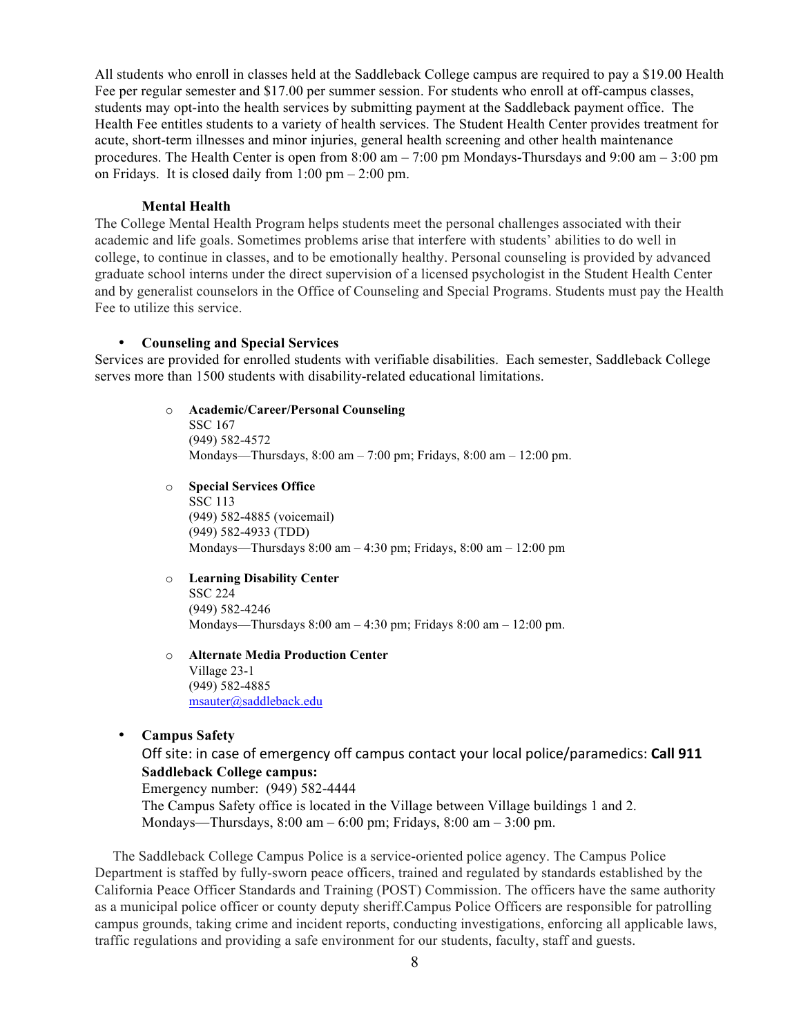All students who enroll in classes held at the Saddleback College campus are required to pay a $19.00 Health Fee per regular semester and $17.00 per summer session. For students who enroll at off-campus classes, students may opt-into the health services by submitting payment at the Saddleback payment office. The Health Fee entitles students to a variety of health services. The Student Health Center provides treatment for acute, short-term illnesses and minor injuries, general health screening and other health maintenance procedures. The Health Center is open from 8:00 am – 7:00 pm Mondays-Thursdays and 9:00 am – 3:00 pm on Fridays. It is closed daily from 1:00 pm – 2:00 pm.

**Mental Health**

The College Mental Health Program helps students meet the personal challenges associated with their academic and life goals. Sometimes problems arise that interfere with students' abilities to do well in college, to continue in classes, and to be emotionally healthy. Personal counseling is provided by advanced graduate school interns under the direct supervision of a licensed psychologist in the Student Health Center and by generalist counselors in the Office of Counseling and Special Programs. Students must pay the Health Fee to utilize this service.

- **Counseling and Special Services**

Services are provided for enrolled students with verifiable disabilities. Each semester, Saddleback College serves more than 1500 students with disability-related educational limitations.

- **Academic/Career/Personal Counseling**
  SSC 167
  (949) 582-4572
  Mondays—Thursdays, 8:00 am – 7:00 pm; Fridays, 8:00 am – 12:00 pm.

- **Special Services Office**
  SSC 113
  (949) 582-4885 (voicemail)
  (949) 582-4933 (TDD)
  Mondays—Thursdays 8:00 am – 4:30 pm; Fridays, 8:00 am – 12:00 pm

- **Learning Disability Center**
  SSC 224
  (949) 582-4246
  Mondays—Thursdays 8:00 am – 4:30 pm; Fridays 8:00 am – 12:00 pm.

- **Alternate Media Production Center**
  Village 23-1
  (949) 582-4885
  msauter@saddleback.edu

- **Campus Safety**
  Off site: in case of emergency off campus contact your local police/paramedics: **Call 911**
  **Saddleback College campus:**
  Emergency number: (949) 582-4444
  The Campus Safety office is located in the Village between Village buildings 1 and 2.
  Mondays—Thursdays, 8:00 am – 6:00 pm; Fridays, 8:00 am – 3:00 pm.

The Saddleback College Campus Police is a service-oriented police agency. The Campus Police Department is staffed by fully-sworn peace officers, trained and regulated by standards established by the California Peace Officer Standards and Training (POST) Commission. The officers have the same authority as a municipal police officer or county deputy sheriff.Campus Police Officers are responsible for patrolling campus grounds, taking crime and incident reports, conducting investigations, enforcing all applicable laws, traffic regulations and providing a safe environment for our students, faculty, staff and guests.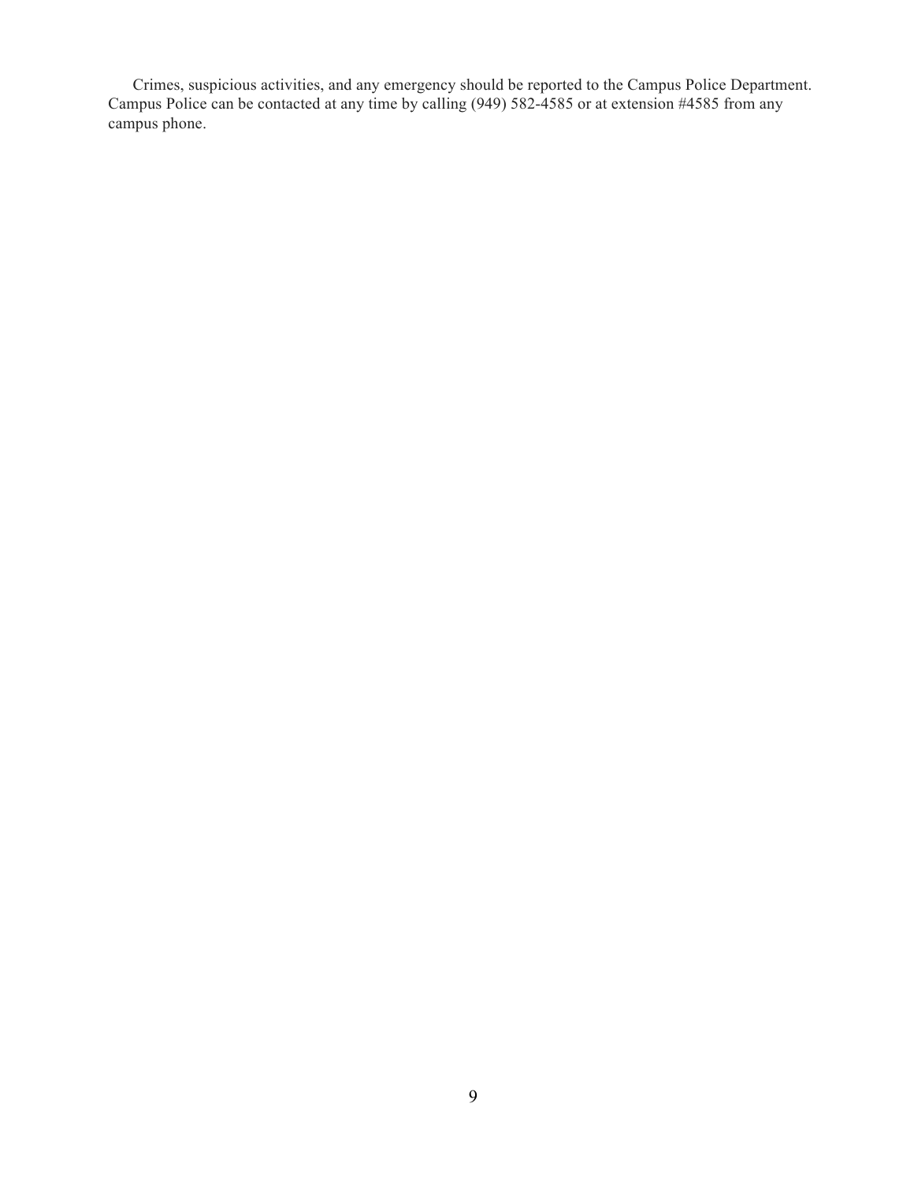Crimes, suspicious activities, and any emergency should be reported to the Campus Police Department. Campus Police can be contacted at any time by calling (949) 582-4585 or at extension #4585 from any campus phone.